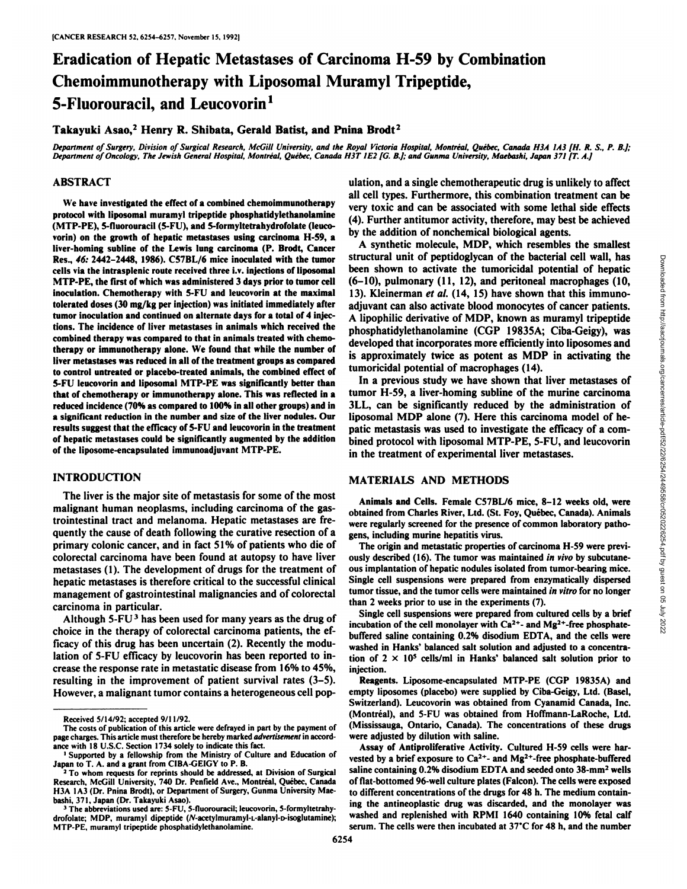# Eradication of Hepatic Metastases of Carcinoma H-59 by Combination Chemoimmunotherapy with Liposomal Muramyl Tripeptide, 5-Fluorouracil, and Leucovorin[1]

Takayuki Asao,[2] Henry R. Shibata, Gerald Batist, and Pnina Brodt[2]

*Department of Surgery, Division of Surgical Research, McGill University, and the Royal Victoria Hospital, Montréal, Québec, Canada H3A 1A3 [H. R. S., P. B.]; Department of Oncology, The Jewish General Hospital, Montréal, Québec, Canada H3T 1E2 [G. B.]; and Gunma University, Maebashi, Japan 371 [T. A.]*

## ABSTRACT

We have investigated the effect of a combined chemoimmunotherapy protocol with liposomal muramyl tripeptide phosphatidylethanolamine (MTP-PE), 5-fluorouracil (5-FU), and 5-formyltetrahydrofolate (leucovorin) on the growth of hepatic metastases using carcinoma H-59, a liver-homing subline of the Lewis lung carcinoma (P. Brodt, Cancer Res., *46:* 2442–2448, 1986). C57BL/6 mice inoculated with the tumor cells via the intrasplenic route received three i.v. injections of liposomal MTP-PE, the first of which was administered 3 days prior to tumor cell inoculation. Chemotherapy with 5-FU and leucovorin at the maximal tolerated doses (30 mg/kg per injection) was initiated immediately after tumor inoculation and continued on alternate days for a total of 4 injections. The incidence of liver metastases in animals which received the combined therapy was compared to that in animals treated with chemotherapy or immunotherapy alone. We found that while the number of liver metastases was reduced in all of the treatment groups as compared to control untreated or placebo-treated animals, the combined effect of 5-FU leucovorin and liposomal MTP-PE was significantly better than that of chemotherapy or immunotherapy alone. This was reflected in a reduced incidence (70% as compared to 100% in all other groups) and in a significant reduction in the number and size of the liver nodules. Our results suggest that the efficacy of 5-FU and leucovorin in the treatment of hepatic metastases could be significantly augmented by the addition of the liposome-encapsulated immunoadjuvant MTP-PE.

## INTRODUCTION

The liver is the major site of metastasis for some of the most malignant human neoplasms, including carcinoma of the gastrointestinal tract and melanoma. Hepatic metastases are frequently the cause of death following the curative resection of a primary colonic cancer, and in fact 51% of patients who die of colorectal carcinoma have been found at autopsy to have liver metastases (1). The development of drugs for the treatment of hepatic metastases is therefore critical to the successful clinical management of gastrointestinal malignancies and of colorectal carcinoma in particular.

Although 5-FU[3] has been used for many years as the drug of choice in the therapy of colorectal carcinoma patients, the efficacy of this drug has been uncertain (2). Recently the modulation of 5-FU efficacy by leucovorin has been reported to increase the response rate in metastatic disease from 16% to 45%, resulting in the improvement of patient survival rates (3–5). However, a malignant tumor contains a heterogeneous cell population, and a single chemotherapeutic drug is unlikely to affect all cell types. Furthermore, this combination treatment can be very toxic and can be associated with some lethal side effects (4). Further antitumor activity, therefore, may best be achieved by the addition of nonchemical biological agents.

A synthetic molecule, MDP, which resembles the smallest structural unit of peptidoglycan of the bacterial cell wall, has been shown to activate the tumoricidal potential of hepatic (6–10), pulmonary (11, 12), and peritoneal macrophages (10, 13). Kleinerman *et al.* (14, 15) have shown that this immunoadjuvant can also activate blood monocytes of cancer patients. A lipophilic derivative of MDP, known as muramyl tripeptide phosphatidylethanolamine (CGP 19835A; Ciba-Geigy), was developed that incorporates more efficiently into liposomes and is approximately twice as potent as MDP in activating the tumoricidal potential of macrophages (14).

In a previous study we have shown that liver metastases of tumor H-59, a liver-homing subline of the murine carcinoma 3LL, can be significantly reduced by the administration of liposomal MDP alone (7). Here this carcinoma model of hepatic metastasis was used to investigate the efficacy of a combined protocol with liposomal MTP-PE, 5-FU, and leucovorin in the treatment of experimental liver metastases.

## MATERIALS AND METHODS

**Animals and Cells.** Female C57BL/6 mice, 8–12 weeks old, were obtained from Charles River, Ltd. (St. Foy, Québec, Canada). Animals were regularly screened for the presence of common laboratory pathogens, including murine hepatitis virus.

The origin and metastatic properties of carcinoma H-59 were previously described (16). The tumor was maintained *in vivo* by subcutaneous implantation of hepatic nodules isolated from tumor-bearing mice. Single cell suspensions were prepared from enzymatically dispersed tumor tissue, and the tumor cells were maintained *in vitro* for no longer than 2 weeks prior to use in the experiments (7).

Single cell suspensions were prepared from cultured cells by a brief incubation of the cell monolayer with $Ca^{2+}$- and $Mg^{2+}$-free phosphate-buffered saline containing 0.2% disodium EDTA, and the cells were washed in Hanks' balanced salt solution and adjusted to a concentration of $2 \times 10^5$ cells/ml in Hanks' balanced salt solution prior to injection.

**Reagents.** Liposome-encapsulated MTP-PE (CGP 19835A) and empty liposomes (placebo) were supplied by Ciba-Geigy, Ltd. (Basel, Switzerland). Leucovorin was obtained from Cyanamid Canada, Inc. (Montréal), and 5-FU was obtained from Hoffmann-LaRoche, Ltd. (Mississauga, Ontario, Canada). The concentrations of these drugs were adjusted by dilution with saline.

**Assay of Antiproliferative Activity.** Cultured H-59 cells were harvested by a brief exposure to $Ca^{2+}$- and $Mg^{2+}$-free phosphate-buffered saline containing 0.2% disodium EDTA and seeded onto 38-$mm^2$ wells of flat-bottomed 96-well culture plates (Falcon). The cells were exposed to different concentrations of the drugs for 48 h. The medium containing the antineoplastic drug was discarded, and the monolayer was washed and replenished with RPMI 1640 containing 10% fetal calf serum. The cells were then incubated at 37°C for 48 h, and the number

---

Received 5/14/92; accepted 9/11/92.

The costs of publication of this article were defrayed in part by the payment of page charges. This article must therefore be hereby marked *advertisement* in accordance with 18 U.S.C. Section 1734 solely to indicate this fact.

[1] Supported by a fellowship from the Ministry of Culture and Education of Japan to T. A. and a grant from CIBA-GEIGY to P. B.

[2] To whom requests for reprints should be addressed, at Division of Surgical Research, McGill University, 740 Dr. Penfield Ave., Montréal, Québec, Canada H3A 1A3 (Dr. Pnina Brodt), or Department of Surgery, Gunma University Maebashi, 371, Japan (Dr. Takayuki Asao).

[3] The abbreviations used are: 5-FU, 5-fluorouracil; leucovorin, 5-formyltetrahydrofolate; MDP, muramyl dipeptide (*N*-acetylmuramyl-L-alanyl-D-isoglutamine); MTP-PE, muramyl tripeptide phosphatidylethanolamine.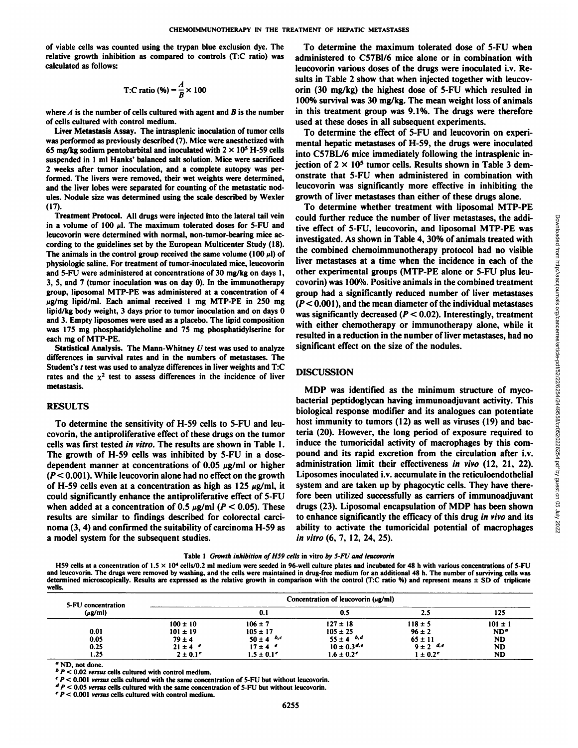of viable cells was counted using the trypan blue exclusion dye. The relative growth inhibition as compared to controls (T:C ratio) was calculated as follows:

$$\text{T:C ratio (\%)} = \frac{A}{B} \times 100$$

where $A$ is the number of cells cultured with agent and $B$ is the number of cells cultured with control medium.

**Liver Metastasis Assay.** The intrasplenic inoculation of tumor cells was performed as previously described (7). Mice were anesthetized with 65 mg/kg sodium pentobarbital and inoculated with $2 \times 10^5$ H-59 cells suspended in 1 ml Hanks' balanced salt solution. Mice were sacrificed 2 weeks after tumor inoculation, and a complete autopsy was performed. The livers were removed, their wet weights were determined, and the liver lobes were separated for counting of the metastatic nodules. Nodule size was determined using the scale described by Wexler (17).

**Treatment Protocol.** All drugs were injected into the lateral tail vein in a volume of 100 µl. The maximum tolerated doses for 5-FU and leucovorin were determined with normal, non-tumor-bearing mice according to the guidelines set by the European Multicenter Study (18). The animals in the control group received the same volume (100 µl) of physiologic saline. For treatment of tumor-inoculated mice, leucovorin and 5-FU were administered at concentrations of 30 mg/kg on days 1, 3, 5, and 7 (tumor inoculation was on day 0). In the immunotherapy group, liposomal MTP-PE was administered at a concentration of 4 µg/mg lipid/ml. Each animal received 1 mg MTP-PE in 250 mg lipid/kg body weight, 3 days prior to tumor inoculation and on days 0 and 3. Empty liposomes were used as a placebo. The lipid composition was 175 mg phosphatidylcholine and 75 mg phosphatidylserine for each mg of MTP-PE.

**Statistical Analysis.** The Mann-Whitney $U$ test was used to analyze differences in survival rates and in the numbers of metastases. The Student's $t$ test was used to analyze differences in liver weights and T:C rates and the $\chi^2$ test to assess differences in the incidence of liver metastasis.

## RESULTS

To determine the sensitivity of H-59 cells to 5-FU and leucovorin, the antiproliferative effect of these drugs on the tumor cells was first tested *in vitro*. The results are shown in Table 1. The growth of H-59 cells was inhibited by 5-FU in a dose-dependent manner at concentrations of 0.05 µg/ml or higher ($P < 0.001$). While leucovorin alone had no effect on the growth of H-59 cells even at a concentration as high as 125 µg/ml, it could significantly enhance the antiproliferative effect of 5-FU when added at a concentration of 0.5 µg/ml ($P < 0.05$). These results are similar to findings described for colorectal carcinoma (3, 4) and confirmed the suitability of carcinoma H-59 as a model system for the subsequent studies.

To determine the maximum tolerated dose of 5-FU when administered to C57Bl/6 mice alone or in combination with leucovorin various doses of the drugs were inoculated i.v. Results in Table 2 show that when injected together with leucovorin (30 mg/kg) the highest dose of 5-FU which resulted in 100% survival was 30 mg/kg. The mean weight loss of animals in this treatment group was 9.1%. The drugs were therefore used at these doses in all subsequent experiments.

To determine the effect of 5-FU and leucovorin on experimental hepatic metastases of H-59, the drugs were inoculated into C57BL/6 mice immediately following the intrasplenic injection of $2 \times 10^5$ tumor cells. Results shown in Table 3 demonstrate that 5-FU when administered in combination with leucovorin was significantly more effective in inhibiting the growth of liver metastases than either of these drugs alone.

To determine whether treatment with liposomal MTP-PE could further reduce the number of liver metastases, the additive effect of 5-FU, leucovorin, and liposomal MTP-PE was investigated. As shown in Table 4, 30% of animals treated with the combined chemoimmunotherapy protocol had no visible liver metastases at a time when the incidence in each of the other experimental groups (MTP-PE alone or 5-FU plus leucovorin) was 100%. Positive animals in the combined treatment group had a significantly reduced number of liver metastases ($P < 0.001$), and the mean diameter of the individual metastases was significantly decreased ($P < 0.02$). Interestingly, treatment with either chemotherapy or immunotherapy alone, while it resulted in a reduction in the number of liver metastases, had no significant effect on the size of the nodules.

## DISCUSSION

MDP was identified as the minimum structure of mycobacterial peptidoglycan having immunoadjuvant activity. This biological response modifier and its analogues can potentiate host immunity to tumors (12) as well as viruses (19) and bacteria (20). However, the long period of exposure required to induce the tumoricidal activity of macrophages by this compound and its rapid excretion from the circulation after i.v. administration limit their effectiveness *in vivo* (12, 21, 22). Liposomes inoculated i.v. accumulate in the reticuloendothelial system and are taken up by phagocytic cells. They have therefore been utilized successfully as carriers of immunoadjuvant drugs (23). Liposomal encapsulation of MDP has been shown to enhance significantly the efficacy of this drug *in vivo* and its ability to activate the tumoricidal potential of macrophages *in vitro* (6, 7, 12, 24, 25).

Table 1 *Growth inhibition of H59 cells* in vitro *by 5-FU and leucovorin*

H59 cells at a concentration of $1.5 \times 10^4$ cells/0.2 ml medium were seeded in 96-well culture plates and incubated for 48 h with various concentrations of 5-FU and leucovorin. The drugs were removed by washing, and the cells were maintained in drug-free medium for an additional 48 h. The number of surviving cells was determined microscopically. Results are expressed as the relative growth in comparison with the control (T:C ratio %) and represent means ± SD of triplicate wells.

| 5-FU concentration (µg/ml) | Concentration of leucovorin (µg/ml) | | | | |
|---|---|---|---|---|---|
| | | 0.1 | 0.5 | 2.5 | 125 |
| | 100 ± 10 | 106 ± 7 | 127 ± 18 | 118 ± 5 | 101 ± 1 |
| 0.01 | 101 ± 19 | 105 ± 17 | 105 ± 25 | 96 ± 2 | ND[a] |
| 0.05 | 79 ± 4 | 50 ± 4 [b,c] | 55 ± 4 [b,d] | 65 ± 11 | ND |
| 0.25 | 21 ± 4 [e] | 17 ± 4 [e] | 10 ± 0.3[d,e] | 9 ± 2 [d,e] | ND |
| 1.25 | 2 ± 0.1[e] | 1.5 ± 0.1[e] | 1.6 ± 0.2[e] | 1 ± 0.2[e] | ND |

[a] ND, not done.
[b] $P < 0.02$ *versus* cells cultured with control medium.
[c] $P < 0.001$ *versus* cells cultured with the same concentration of 5-FU but without leucovorin.
[d] $P < 0.05$ *versus* cells cultured with the same concentration of 5-FU but without leucovorin.
[e] $P < 0.001$ *versus* cells cultured with control medium.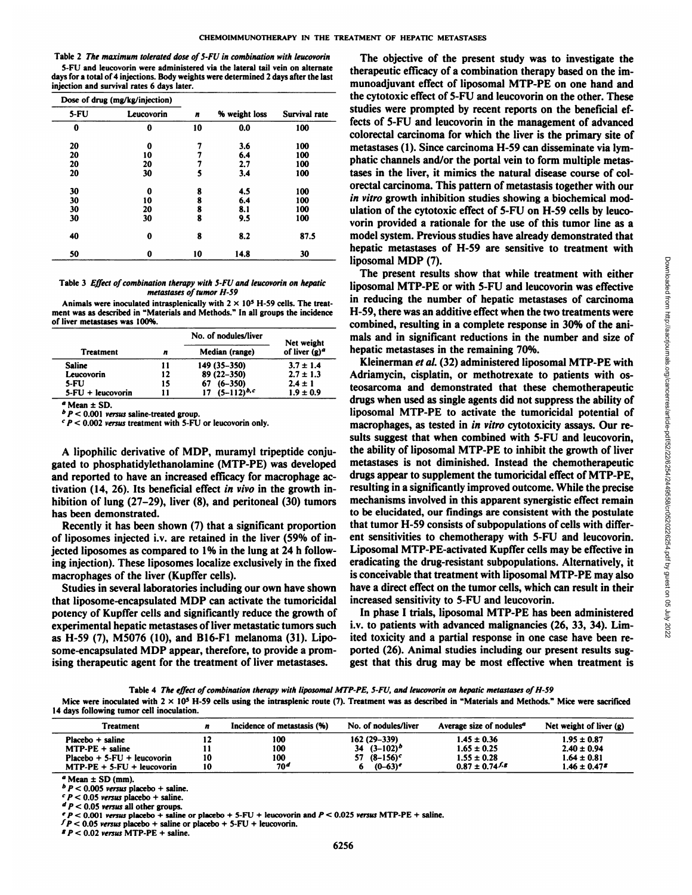Table 2 *The maximum tolerated dose of 5-FU in combination with leucovorin*

5-FU and leucovorin were administered via the lateral tail vein on alternate days for a total of 4 injections. Body weights were determined 2 days after the last injection and survival rates 6 days later.

| Dose of drug (mg/kg/injection) | | | | |
|---|---|---|---|---|
| 5-FU | Leucovorin | *n* | % weight loss | Survival rate |
| 0 | 0 | 10 | 0.0 | 100 |
| 20 | 0 | 7 | 3.6 | 100 |
| 20 | 10 | 7 | 6.4 | 100 |
| 20 | 20 | 7 | 2.7 | 100 |
| 20 | 30 | 5 | 3.4 | 100 |
| 30 | 0 | 8 | 4.5 | 100 |
| 30 | 10 | 8 | 6.4 | 100 |
| 30 | 20 | 8 | 8.1 | 100 |
| 30 | 30 | 8 | 9.5 | 100 |
| 40 | 0 | 8 | 8.2 | 87.5 |
| 50 | 0 | 10 | 14.8 | 30 |

Table 3 *Effect of combination therapy with 5-FU and leucovorin on hepatic metastases of tumor H-59*

Animals were inoculated intrasplenically with $2 \times 10^5$ H-59 cells. The treatment was as described in "Materials and Methods." In all groups the incidence of liver metastases was 100%.

| Treatment | *n* | No. of nodules/liver Median (range) | Net weight of liver (g)[a] |
|---|---|---|---|
| Saline | 11 | 149 (35–350) | 3.7 ± 1.4 |
| Leucovorin | 12 | 89 (22–350) | 2.7 ± 1.3 |
| 5-FU | 15 | 67 (6–350) | 2.4 ± 1 |
| 5-FU + leucovorin | 11 | 17 (5–112)[b,c] | 1.9 ± 0.9 |

[a] Mean ± SD.
[b] $P < 0.001$ *versus* saline-treated group.
[c] $P < 0.002$ *versus* treatment with 5-FU or leucovorin only.

A lipophilic derivative of MDP, muramyl tripeptide conjugated to phosphatidylethanolamine (MTP-PE) was developed and reported to have an increased efficacy for macrophage activation (14, 26). Its beneficial effect *in vivo* in the growth inhibition of lung (27–29), liver (8), and peritoneal (30) tumors has been demonstrated.

Recently it has been shown (7) that a significant proportion of liposomes injected i.v. are retained in the liver (59% of injected liposomes as compared to 1% in the lung at 24 h following injection). These liposomes localize exclusively in the fixed macrophages of the liver (Kupffer cells).

Studies in several laboratories including our own have shown that liposome-encapsulated MDP can activate the tumoricidal potency of Kupffer cells and significantly reduce the growth of experimental hepatic metastases of liver metastatic tumors such as H-59 (7), M5076 (10), and B16-F1 melanoma (31). Liposome-encapsulated MDP appear, therefore, to provide a promising therapeutic agent for the treatment of liver metastases.

The objective of the present study was to investigate the therapeutic efficacy of a combination therapy based on the immunoadjuvant effect of liposomal MTP-PE on one hand and the cytotoxic effect of 5-FU and leucovorin on the other. These studies were prompted by recent reports on the beneficial effects of 5-FU and leucovorin in the management of advanced colorectal carcinoma for which the liver is the primary site of metastases (1). Since carcinoma H-59 can disseminate via lymphatic channels and/or the portal vein to form multiple metastases in the liver, it mimics the natural disease course of colorectal carcinoma. This pattern of metastasis together with our *in vitro* growth inhibition studies showing a biochemical modulation of the cytotoxic effect of 5-FU on H-59 cells by leucovorin provided a rationale for the use of this tumor line as a model system. Previous studies have already demonstrated that hepatic metastases of H-59 are sensitive to treatment with liposomal MDP (7).

The present results show that while treatment with either liposomal MTP-PE or with 5-FU and leucovorin was effective in reducing the number of hepatic metastases of carcinoma H-59, there was an additive effect when the two treatments were combined, resulting in a complete response in 30% of the animals and in significant reductions in the number and size of hepatic metastases in the remaining 70%.

Kleinerman *et al.* (32) administered liposomal MTP-PE with Adriamycin, cisplatin, or methotrexate to patients with osteosarcoma and demonstrated that these chemotherapeutic drugs when used as single agents did not suppress the ability of liposomal MTP-PE to activate the tumoricidal potential of macrophages, as tested in *in vitro* cytotoxicity assays. Our results suggest that when combined with 5-FU and leucovorin, the ability of liposomal MTP-PE to inhibit the growth of liver metastases is not diminished. Instead the chemotherapeutic drugs appear to supplement the tumoricidal effect of MTP-PE, resulting in a significantly improved outcome. While the precise mechanisms involved in this apparent synergistic effect remain to be elucidated, our findings are consistent with the postulate that tumor H-59 consists of subpopulations of cells with different sensitivities to chemotherapy with 5-FU and leucovorin. Liposomal MTP-PE-activated Kupffer cells may be effective in eradicating the drug-resistant subpopulations. Alternatively, it is conceivable that treatment with liposomal MTP-PE may also have a direct effect on the tumor cells, which can result in their increased sensitivity to 5-FU and leucovorin.

In phase I trials, liposomal MTP-PE has been administered i.v. to patients with advanced malignancies (26, 33, 34). Limited toxicity and a partial response in one case have been reported (26). Animal studies including our present results suggest that this drug may be most effective when treatment is

Table 4 *The effect of combination therapy with liposomal MTP-PE, 5-FU, and leucovorin on hepatic metastases of H-59*

Mice were inoculated with $2 \times 10^5$ H-59 cells using the intrasplenic route (7). Treatment was as described in "Materials and Methods." Mice were sacrificed 14 days following tumor cell inoculation.

| Treatment | *n* | Incidence of metastasis (%) | No. of nodules/liver | Average size of nodules[a] | Net weight of liver (g) |
|---|---|---|---|---|---|
| Placebo + saline | 12 | 100 | 162 (29–339) | 1.45 ± 0.36 | 1.95 ± 0.87 |
| MTP-PE + saline | 11 | 100 | 34 (3–102)[b] | 1.65 ± 0.25 | 2.40 ± 0.94 |
| Placebo + 5-FU + leucovorin | 10 | 100 | 57 (8–156)[c] | 1.55 ± 0.28 | 1.64 ± 0.81 |
| MTP-PE + 5-FU + leucovorin | 10 | 70[d] | 6 (0–63)[e] | 0.87 ± 0.74[f,g] | 1.46 ± 0.47[g] |

[a] Mean ± SD (mm).
[b] $P < 0.005$ *versus* placebo + saline.
[c] $P < 0.05$ *versus* placebo + saline.
[d] $P < 0.05$ *versus* all other groups.
[e] $P < 0.001$ *versus* placebo + saline or placebo + 5-FU + leucovorin and $P < 0.025$ *versus* MTP-PE + saline.
[f] $P < 0.05$ *versus* placebo + saline or placebo + 5-FU + leucovorin.
[g] $P < 0.02$ *versus* MTP-PE + saline.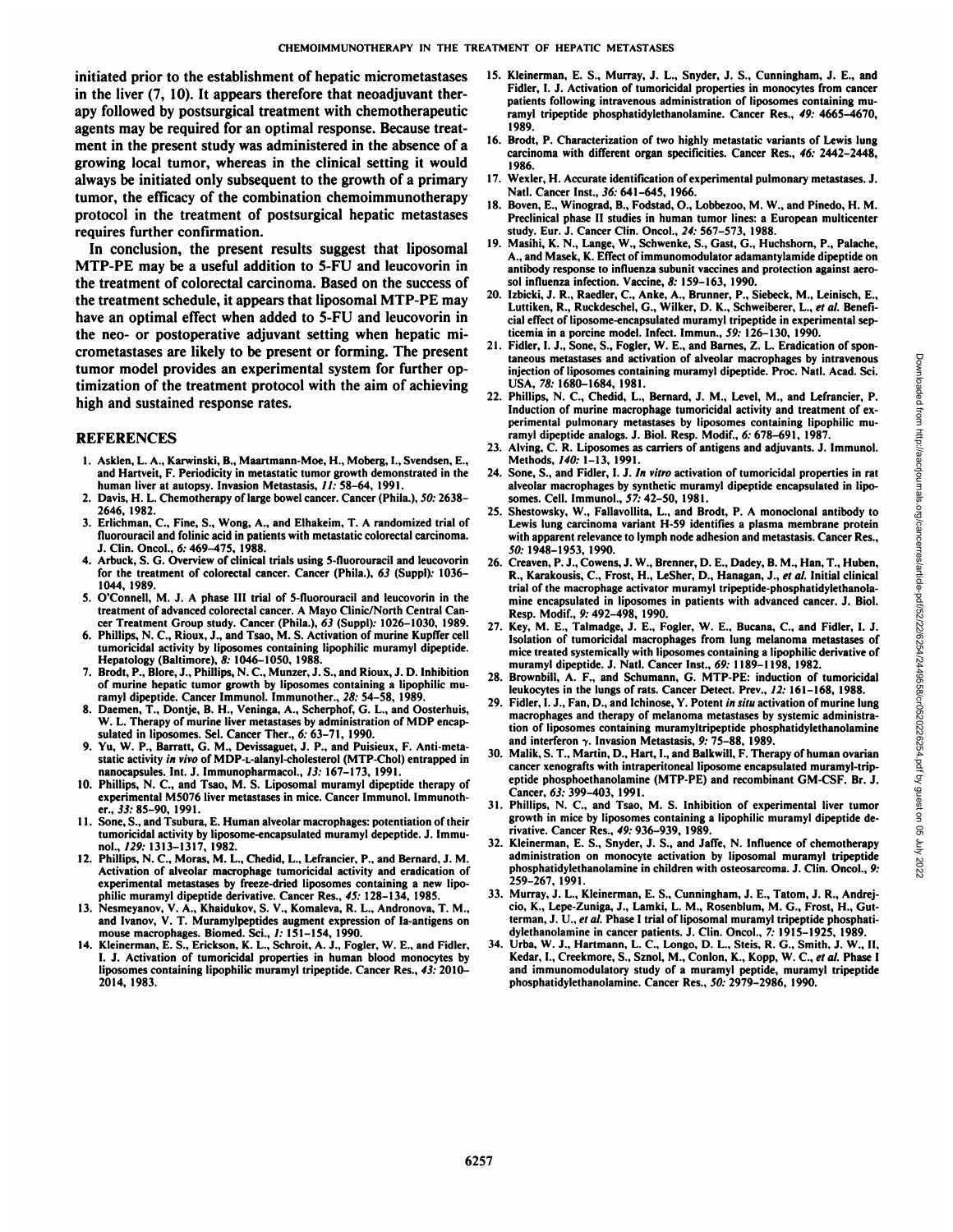initiated prior to the establishment of hepatic micrometastases in the liver (7, 10). It appears therefore that neoadjuvant therapy followed by postsurgical treatment with chemotherapeutic agents may be required for an optimal response. Because treatment in the present study was administered in the absence of a growing local tumor, whereas in the clinical setting it would always be initiated only subsequent to the growth of a primary tumor, the efficacy of the combination chemoimmunotherapy protocol in the treatment of postsurgical hepatic metastases requires further confirmation.

In conclusion, the present results suggest that liposomal MTP-PE may be a useful addition to 5-FU and leucovorin in the treatment of colorectal carcinoma. Based on the success of the treatment schedule, it appears that liposomal MTP-PE may have an optimal effect when added to 5-FU and leucovorin in the neo- or postoperative adjuvant setting when hepatic micrometastases are likely to be present or forming. The present tumor model provides an experimental system for further optimization of the treatment protocol with the aim of achieving high and sustained response rates.

## REFERENCES

1. Asklen, L. A., Karwinski, B., Maartmann-Moe, H., Moberg, I., Svendsen, E., and Hartveit, F. Periodicity in metastatic tumor growth demonstrated in the human liver at autopsy. Invasion Metastasis, *11:* 58–64, 1991.
2. Davis, H. L. Chemotherapy of large bowel cancer. Cancer (Phila.), *50:* 2638–2646, 1982.
3. Erlichman, C., Fine, S., Wong, A., and Elhakeim, T. A randomized trial of fluorouracil and folinic acid in patients with metastatic colorectal carcinoma. J. Clin. Oncol., *6:* 469–475, 1988.
4. Arbuck, S. G. Overview of clinical trials using 5-fluorouracil and leucovorin for the treatment of colorectal cancer. Cancer (Phila.), *63* (Suppl): 1036–1044, 1989.
5. O'Connell, M. J. A phase III trial of 5-fluorouracil and leucovorin in the treatment of advanced colorectal cancer. A Mayo Clinic/North Central Cancer Treatment Group study. Cancer (Phila.), *63* (Suppl): 1026–1030, 1989.
6. Phillips, N. C., Rioux, J., and Tsao, M. S. Activation of murine Kupffer cell tumoricidal activity by liposomes containing lipophilic muramyl dipeptide. Hepatology (Baltimore), *8:* 1046–1050, 1988.
7. Brodt, P., Blore, J., Phillips, N. C., Munzer, J. S., and Rioux, J. D. Inhibition of murine hepatic tumor growth by liposomes containing a lipophilic muramyl dipeptide. Cancer Immunol. Immunother., *28:* 54–58, 1989.
8. Daemen, T., Dontje, B. H., Veninga, A., Scherphof, G. L., and Oosterhuis, W. L. Therapy of murine liver metastases by administration of MDP encapsulated in liposomes. Sel. Cancer Ther., *6:* 63–71, 1990.
9. Yu, W. P., Barratt, G. M., Devissaguet, J. P., and Puisieux, F. Anti-metastatic activity *in vivo* of MDP-L-alanyl-cholesterol (MTP-Chol) entrapped in nanocapsules. Int. J. Immunopharmacol., *13:* 167–173, 1991.
10. Phillips, N. C., and Tsao, M. S. Liposomal muramyl dipeptide therapy of experimental M5076 liver metastases in mice. Cancer Immunol. Immunother., *33:* 85–90, 1991.
11. Sone, S., and Tsubura, E. Human alveolar macrophages: potentiation of their tumoricidal activity by liposome-encapsulated muramyl depeptide. J. Immunol., *129:* 1313–1317, 1982.
12. Phillips, N. C., Moras, M. L., Chedid, L., Lefrancier, P., and Bernard, J. M. Activation of alveolar macrophage tumoricidal activity and eradication of experimental metastases by freeze-dried liposomes containing a new lipophilic muramyl dipeptide derivative. Cancer Res., *45:* 128–134, 1985.
13. Nesmeyanov, V. A., Khaidukov, S. V., Komaleva, R. L., Andronova, T. M., and Ivanov, V. T. Muramylpeptides augment expression of Ia-antigens on mouse macrophages. Biomed. Sci., *1:* 151–154, 1990.
14. Kleinerman, E. S., Erickson, K. L., Schroit, A. J., Fogler, W. E., and Fidler, I. J. Activation of tumoricidal properties in human blood monocytes by liposomes containing lipophilic muramyl tripeptide. Cancer Res., *43:* 2010–2014, 1983.
15. Kleinerman, E. S., Murray, J. L., Snyder, J. S., Cunningham, J. E., and Fidler, I. J. Activation of tumoricidal properties in monocytes from cancer patients following intravenous administration of liposomes containing muramyl tripeptide phosphatidylethanolamine. Cancer Res., *49:* 4665–4670, 1989.
16. Brodt, P. Characterization of two highly metastatic variants of Lewis lung carcinoma with different organ specificities. Cancer Res., *46:* 2442–2448, 1986.
17. Wexler, H. Accurate identification of experimental pulmonary metastases. J. Natl. Cancer Inst., *36:* 641–645, 1966.
18. Boven, E., Winograd, B., Fodstad, O., Lobbezoo, M. W., and Pinedo, H. M. Preclinical phase II studies in human tumor lines: a European multicenter study. Eur. J. Cancer Clin. Oncol., *24:* 567–573, 1988.
19. Masihi, K. N., Lange, W., Schwenke, S., Gast, G., Huchshorn, P., Palache, A., and Masek, K. Effect of immunomodulator adamantylamide dipeptide on antibody response to influenza subunit vaccines and protection against aerosol influenza infection. Vaccine, *8:* 159–163, 1990.
20. Izbicki, J. R., Raedler, C., Anke, A., Brunner, P., Siebeck, M., Leinisch, E., Luttiken, R., Ruckdeschel, G., Wilker, D. K., Schweiberer, L., *et al.* Beneficial effect of liposome-encapsulated muramyl tripeptide in experimental septicemia in a porcine model. Infect. Immun., *59:* 126–130, 1990.
21. Fidler, I. J., Sone, S., Fogler, W. E., and Barnes, Z. L. Eradication of spontaneous metastases and activation of alveolar macrophages by intravenous injection of liposomes containing muramyl dipeptide. Proc. Natl. Acad. Sci. USA, *78:* 1680–1684, 1981.
22. Phillips, N. C., Chedid, L., Bernard, J. M., Level, M., and Lefrancier, P. Induction of murine macrophage tumoricidal activity and treatment of experimental pulmonary metastases by liposomes containing lipophilic muramyl dipeptide analogs. J. Biol. Resp. Modif., *6:* 678–691, 1987.
23. Alving, C. R. Liposomes as carriers of antigens and adjuvants. J. Immunol. Methods, *140:* 1–13, 1991.
24. Sone, S., and Fidler, I. J. *In vitro* activation of tumoricidal properties in rat alveolar macrophages by synthetic muramyl dipeptide encapsulated in liposomes. Cell. Immunol., *57:* 42–50, 1981.
25. Shestowsky, W., Fallavollita, L., and Brodt, P. A monoclonal antibody to Lewis lung carcinoma variant H-59 identifies a plasma membrane protein with apparent relevance to lymph node adhesion and metastasis. Cancer Res., *50:* 1948–1953, 1990.
26. Creaven, P. J., Cowens, J. W., Brenner, D. E., Dadey, B. M., Han, T., Huben, R., Karakousis, C., Frost, H., LeSher, D., Hanagan, J., *et al.* Initial clinical trial of the macrophage activator muramyl tripeptide-phosphatidylethanolamine encapsulated in liposomes in patients with advanced cancer. J. Biol. Resp. Modif., *9:* 492–498, 1990.
27. Key, M. E., Talmadge, J. E., Fogler, W. E., Bucana, C., and Fidler, I. J. Isolation of tumoricidal macrophages from lung melanoma metastases of mice treated systemically with liposomes containing a lipophilic derivative of muramyl dipeptide. J. Natl. Cancer Inst., *69:* 1189–1198, 1982.
28. Brownbill, A. F., and Schumann, G. MTP-PE: induction of tumoricidal leukocytes in the lungs of rats. Cancer Detect. Prev., *12:* 161–168, 1988.
29. Fidler, I. J., Fan, D., and Ichinose, Y. Potent *in situ* activation of murine lung macrophages and therapy of melanoma metastases by systemic administration of liposomes containing muramyltripeptide phosphatidylethanolamine and interferon γ. Invasion Metastasis, *9:* 75–88, 1989.
30. Malik, S. T., Martin, D., Hart, I., and Balkwill, F. Therapy of human ovarian cancer xenografts with intraperitoneal liposome encapsulated muramyl-tripeptide phosphoethanolamine (MTP-PE) and recombinant GM-CSF. Br. J. Cancer, *63:* 399–403, 1991.
31. Phillips, N. C., and Tsao, M. S. Inhibition of experimental liver tumor growth in mice by liposomes containing a lipophilic muramyl dipeptide derivative. Cancer Res., *49:* 936–939, 1989.
32. Kleinerman, E. S., Snyder, J. S., and Jaffe, N. Influence of chemotherapy administration on monocyte activation by liposomal muramyl tripeptide phosphatidylethanolamine in children with osteosarcoma. J. Clin. Oncol., *9:* 259–267, 1991.
33. Murray, J. L., Kleinerman, E. S., Cunningham, J. E., Tatom, J. R., Andrejcio, K., Lepe-Zuniga, J., Lamki, L. M., Rosenblum, M. G., Frost, H., Gutterman, J. U., *et al.* Phase I trial of liposomal muramyl tripeptide phosphatidylethanolamine in cancer patients. J. Clin. Oncol., *7:* 1915–1925, 1989.
34. Urba, W. J., Hartmann, L. C., Longo, D. L., Steis, R. G., Smith, J. W., II, Kedar, I., Creekmore, S., Sznol, M., Conlon, K., Kopp, W. C., *et al.* Phase I and immunomodulatory study of a muramyl peptide, muramyl tripeptide phosphatidylethanolamine. Cancer Res., *50:* 2979–2986, 1990.